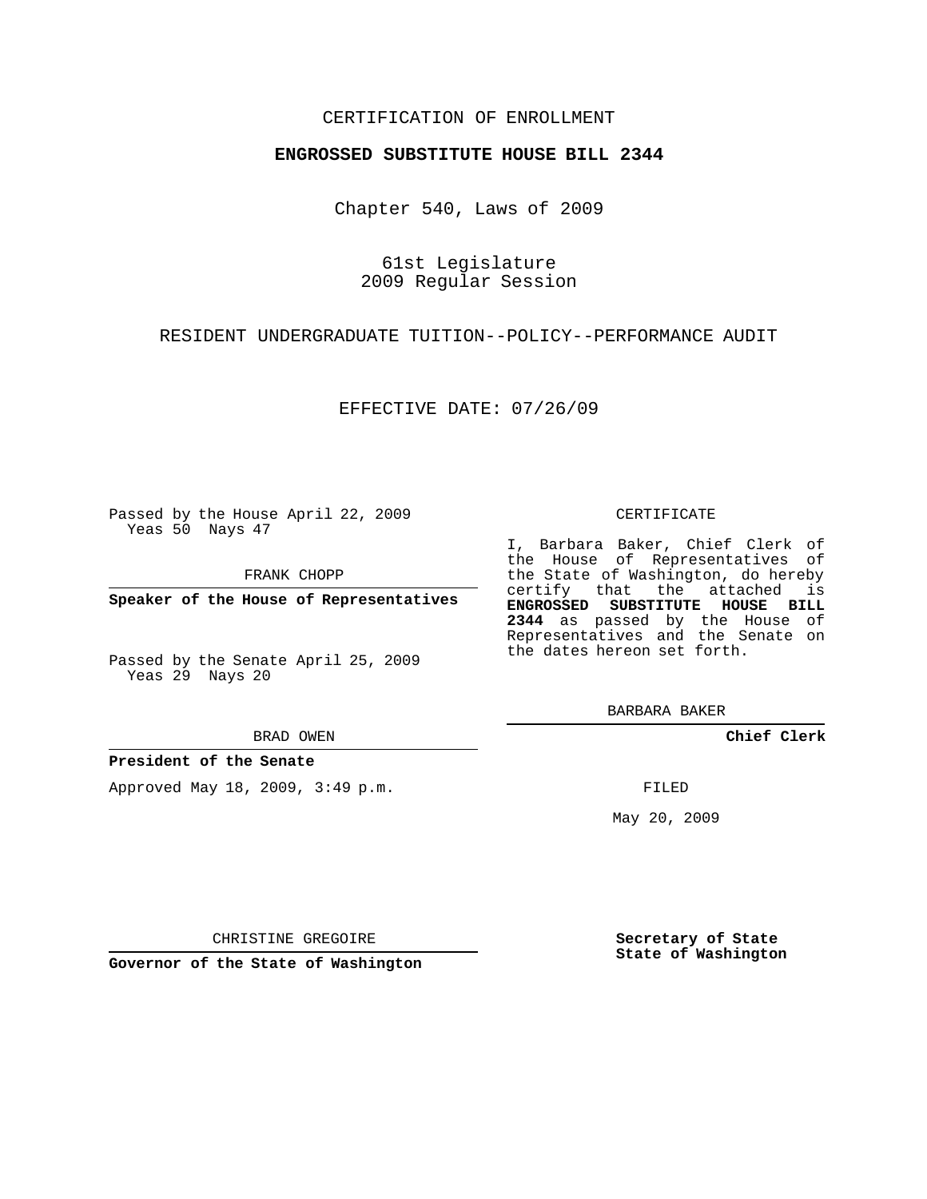CERTIFICATION OF ENROLLMENT

**ENGROSSED SUBSTITUTE HOUSE BILL 2344**

Chapter 540, Laws of 2009

61st Legislature
2009 Regular Session

RESIDENT UNDERGRADUATE TUITION--POLICY--PERFORMANCE AUDIT

EFFECTIVE DATE: 07/26/09

Passed by the House April 22, 2009
Yeas 50 Nays 47

FRANK CHOPP

**Speaker of the House of Representatives**

Passed by the Senate April 25, 2009
Yeas 29 Nays 20

BRAD OWEN

**President of the Senate**

Approved May 18, 2009, 3:49 p.m.

CHRISTINE GREGOIRE

**Governor of the State of Washington**

CERTIFICATE

I, Barbara Baker, Chief Clerk of the House of Representatives of the State of Washington, do hereby certify that the attached is **ENGROSSED SUBSTITUTE HOUSE BILL 2344** as passed by the House of Representatives and the Senate on the dates hereon set forth.

BARBARA BAKER

**Chief Clerk**

FILED

May 20, 2009

**Secretary of State**
**State of Washington**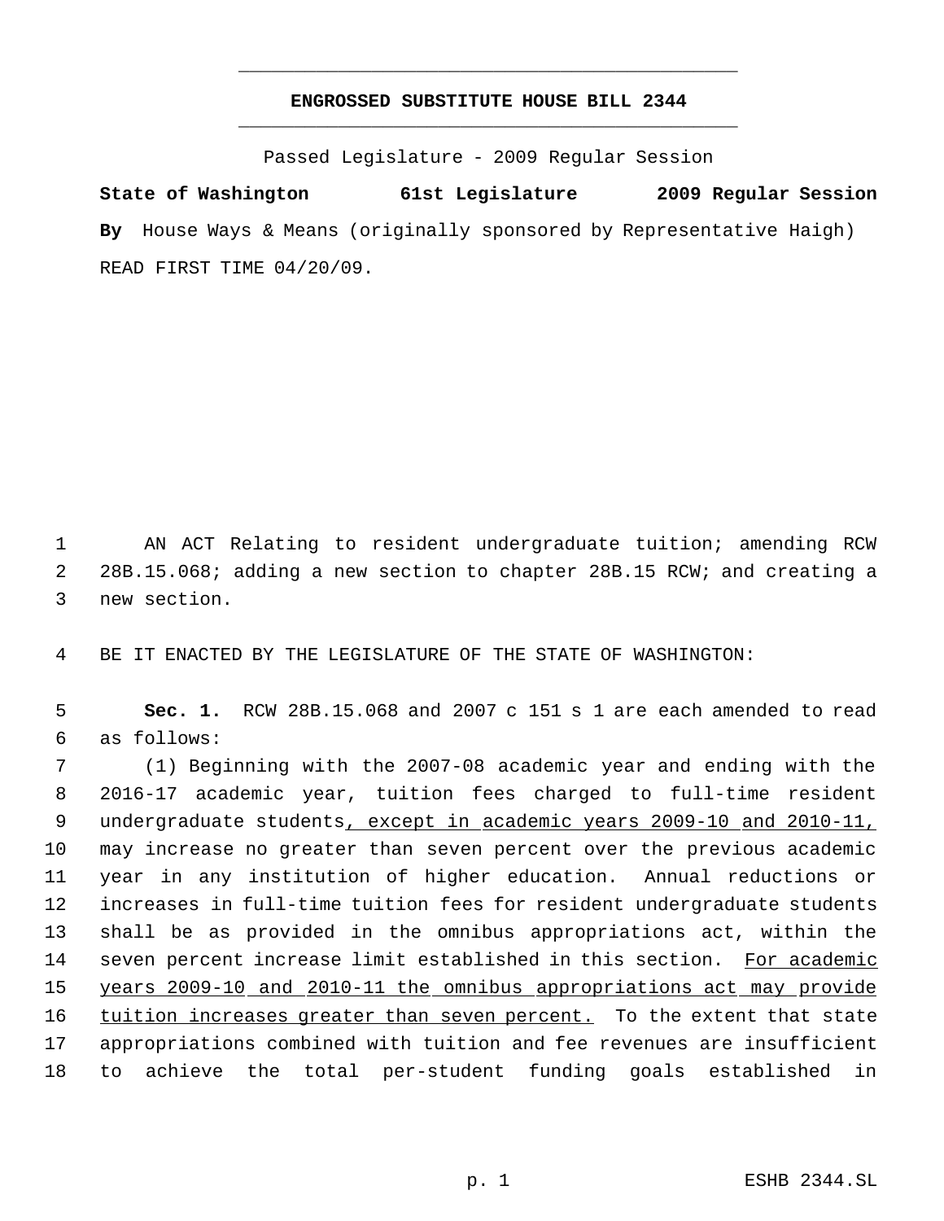# ENGROSSED SUBSTITUTE HOUSE BILL 2344

Passed Legislature - 2009 Regular Session

**State of Washington 61st Legislature 2009 Regular Session**

**By** House Ways & Means (originally sponsored by Representative Haigh)

READ FIRST TIME 04/20/09.

AN ACT Relating to resident undergraduate tuition; amending RCW 28B.15.068; adding a new section to chapter 28B.15 RCW; and creating a new section.

BE IT ENACTED BY THE LEGISLATURE OF THE STATE OF WASHINGTON:

**Sec. 1.** RCW 28B.15.068 and 2007 c 151 s 1 are each amended to read as follows:

(1) Beginning with the 2007-08 academic year and ending with the 2016-17 academic year, tuition fees charged to full-time resident undergraduate students, except in academic years 2009-10 and 2010-11, may increase no greater than seven percent over the previous academic year in any institution of higher education. Annual reductions or increases in full-time tuition fees for resident undergraduate students shall be as provided in the omnibus appropriations act, within the seven percent increase limit established in this section. For academic years 2009-10 and 2010-11 the omnibus appropriations act may provide tuition increases greater than seven percent. To the extent that state appropriations combined with tuition and fee revenues are insufficient to achieve the total per-student funding goals established in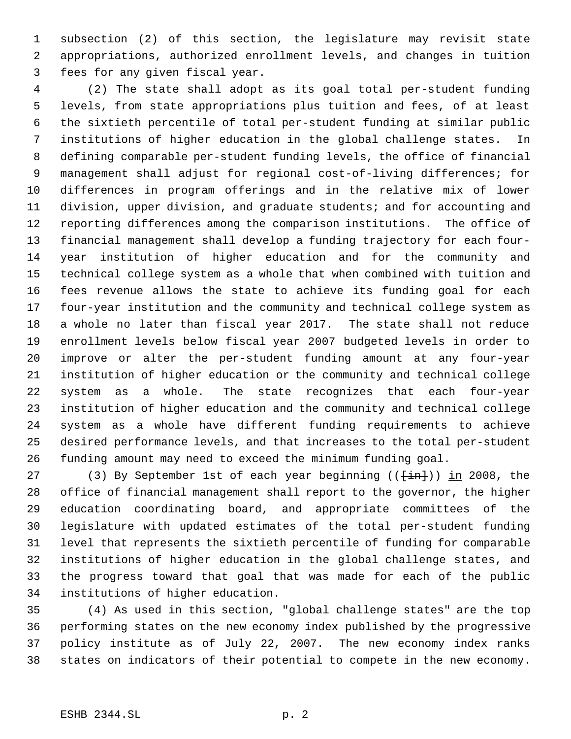subsection (2) of this section, the legislature may revisit state appropriations, authorized enrollment levels, and changes in tuition fees for any given fiscal year.

(2) The state shall adopt as its goal total per-student funding levels, from state appropriations plus tuition and fees, of at least the sixtieth percentile of total per-student funding at similar public institutions of higher education in the global challenge states. In defining comparable per-student funding levels, the office of financial management shall adjust for regional cost-of-living differences; for differences in program offerings and in the relative mix of lower division, upper division, and graduate students; and for accounting and reporting differences among the comparison institutions. The office of financial management shall develop a funding trajectory for each four-year institution of higher education and for the community and technical college system as a whole that when combined with tuition and fees revenue allows the state to achieve its funding goal for each four-year institution and the community and technical college system as a whole no later than fiscal year 2017. The state shall not reduce enrollment levels below fiscal year 2007 budgeted levels in order to improve or alter the per-student funding amount at any four-year institution of higher education or the community and technical college system as a whole. The state recognizes that each four-year institution of higher education and the community and technical college system as a whole have different funding requirements to achieve desired performance levels, and that increases to the total per-student funding amount may need to exceed the minimum funding goal.

(3) By September 1st of each year beginning ((~~[in]~~)) in 2008, the office of financial management shall report to the governor, the higher education coordinating board, and appropriate committees of the legislature with updated estimates of the total per-student funding level that represents the sixtieth percentile of funding for comparable institutions of higher education in the global challenge states, and the progress toward that goal that was made for each of the public institutions of higher education.

(4) As used in this section, "global challenge states" are the top performing states on the new economy index published by the progressive policy institute as of July 22, 2007. The new economy index ranks states on indicators of their potential to compete in the new economy.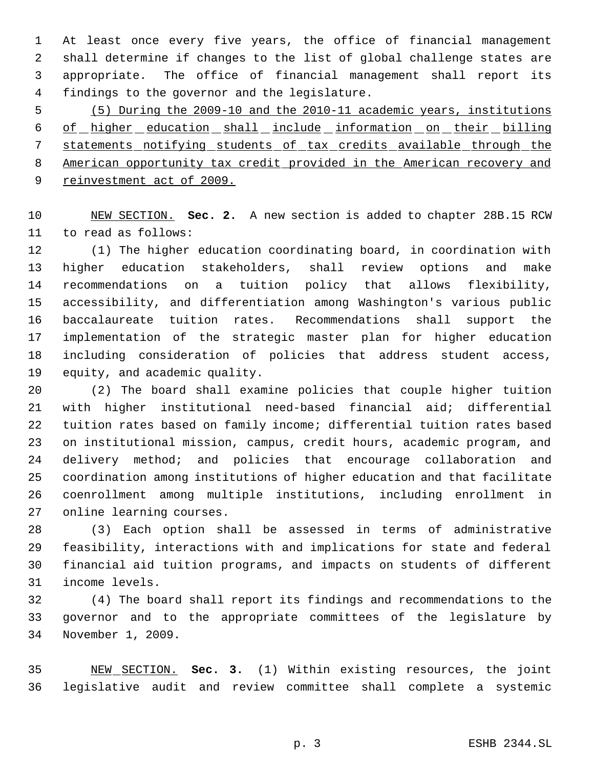At least once every five years, the office of financial management shall determine if changes to the list of global challenge states are appropriate. The office of financial management shall report its findings to the governor and the legislature.

(5) During the 2009-10 and the 2010-11 academic years, institutions of higher education shall include information on their billing statements notifying students of tax credits available through the American opportunity tax credit provided in the American recovery and reinvestment act of 2009.

NEW SECTION. **Sec. 2.** A new section is added to chapter 28B.15 RCW to read as follows:

(1) The higher education coordinating board, in coordination with higher education stakeholders, shall review options and make recommendations on a tuition policy that allows flexibility, accessibility, and differentiation among Washington's various public baccalaureate tuition rates. Recommendations shall support the implementation of the strategic master plan for higher education including consideration of policies that address student access, equity, and academic quality.

(2) The board shall examine policies that couple higher tuition with higher institutional need-based financial aid; differential tuition rates based on family income; differential tuition rates based on institutional mission, campus, credit hours, academic program, and delivery method; and policies that encourage collaboration and coordination among institutions of higher education and that facilitate coenrollment among multiple institutions, including enrollment in online learning courses.

(3) Each option shall be assessed in terms of administrative feasibility, interactions with and implications for state and federal financial aid tuition programs, and impacts on students of different income levels.

(4) The board shall report its findings and recommendations to the governor and to the appropriate committees of the legislature by November 1, 2009.

NEW SECTION. **Sec. 3.** (1) Within existing resources, the joint legislative audit and review committee shall complete a systemic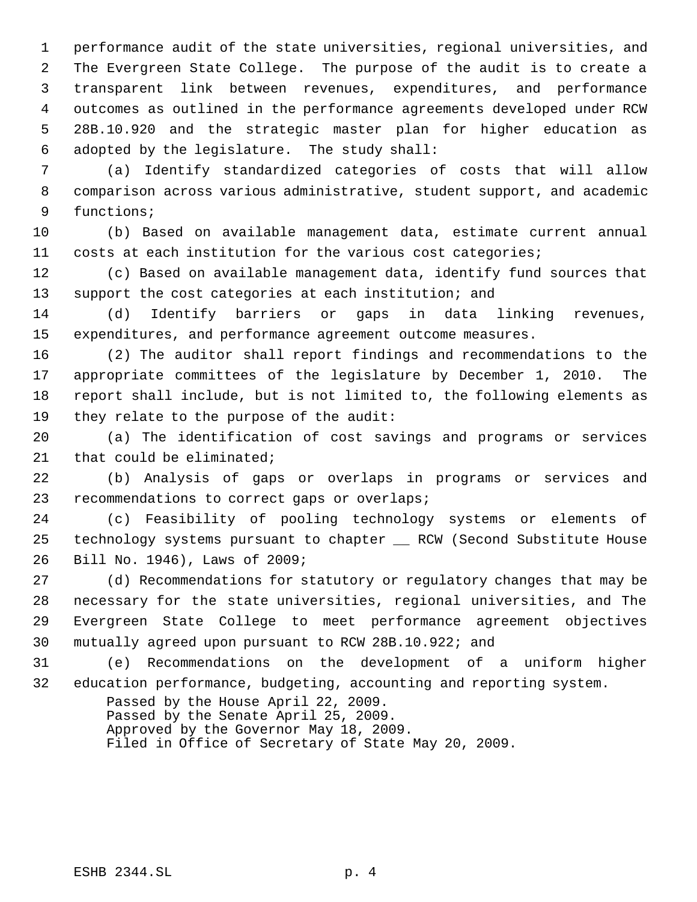performance audit of the state universities, regional universities, and The Evergreen State College. The purpose of the audit is to create a transparent link between revenues, expenditures, and performance outcomes as outlined in the performance agreements developed under RCW 28B.10.920 and the strategic master plan for higher education as adopted by the legislature. The study shall:

(a) Identify standardized categories of costs that will allow comparison across various administrative, student support, and academic functions;

(b) Based on available management data, estimate current annual costs at each institution for the various cost categories;

(c) Based on available management data, identify fund sources that support the cost categories at each institution; and

(d) Identify barriers or gaps in data linking revenues, expenditures, and performance agreement outcome measures.

(2) The auditor shall report findings and recommendations to the appropriate committees of the legislature by December 1, 2010. The report shall include, but is not limited to, the following elements as they relate to the purpose of the audit:

(a) The identification of cost savings and programs or services that could be eliminated;

(b) Analysis of gaps or overlaps in programs or services and recommendations to correct gaps or overlaps;

(c) Feasibility of pooling technology systems or elements of technology systems pursuant to chapter __ RCW (Second Substitute House Bill No. 1946), Laws of 2009;

(d) Recommendations for statutory or regulatory changes that may be necessary for the state universities, regional universities, and The Evergreen State College to meet performance agreement objectives mutually agreed upon pursuant to RCW 28B.10.922; and

(e) Recommendations on the development of a uniform higher education performance, budgeting, accounting and reporting system.

Passed by the House April 22, 2009.
Passed by the Senate April 25, 2009.
Approved by the Governor May 18, 2009.
Filed in Office of Secretary of State May 20, 2009.